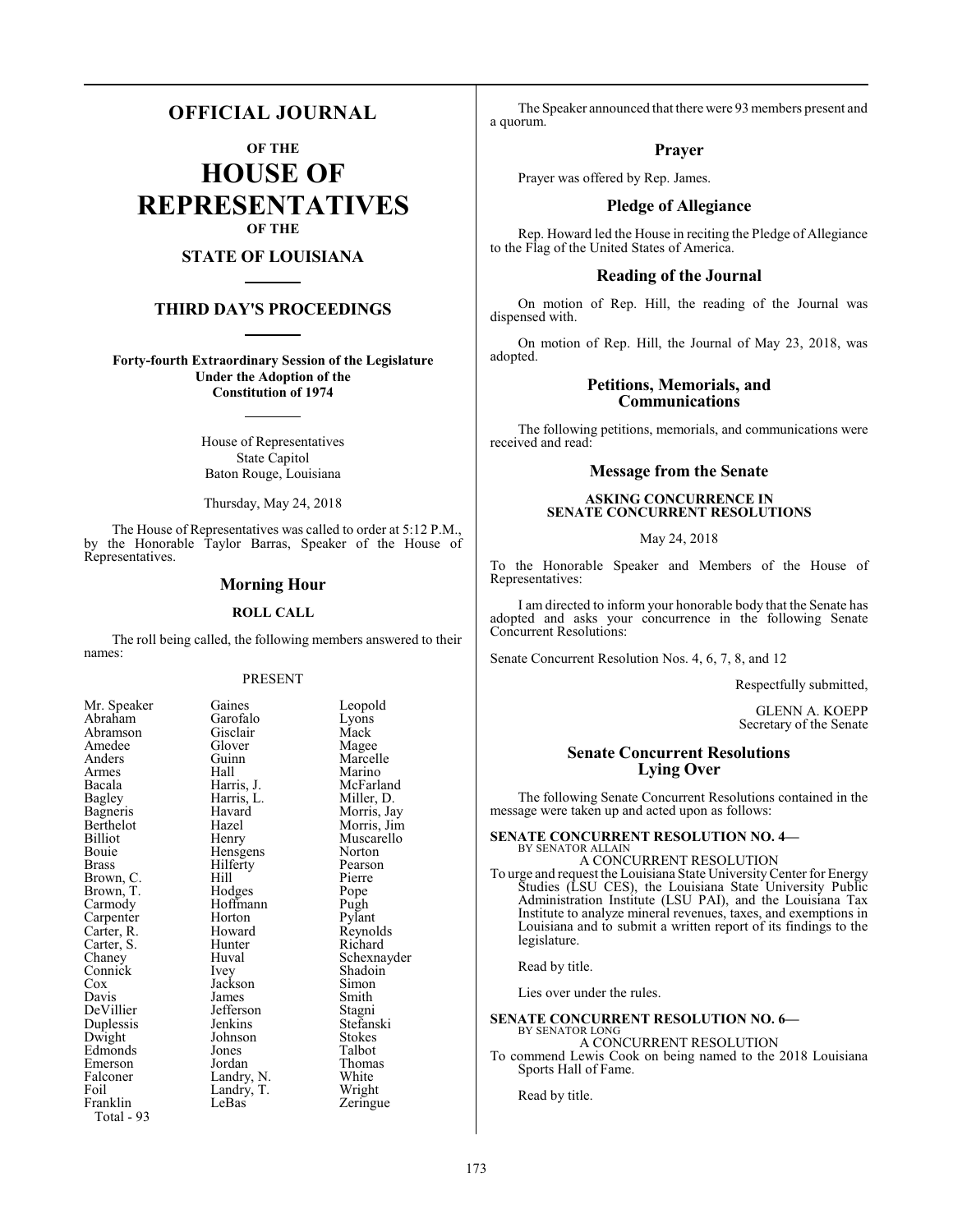# OFFICIAL JOURNAL

## OF THE

# HOUSE OF REPRESENTATIVES

## OF THE

## STATE OF LOUISIANA

## THIRD DAY'S PROCEEDINGS

**Forty-fourth Extraordinary Session of the Legislature Under the Adoption of the Constitution of 1974**

House of Representatives
State Capitol
Baton Rouge, Louisiana

Thursday, May 24, 2018

The House of Representatives was called to order at 5:12 P.M., by the Honorable Taylor Barras, Speaker of the House of Representatives.

## Morning Hour

### ROLL CALL

The roll being called, the following members answered to their names:

PRESENT

| | | |
|---|---|---|
| Mr. Speaker | Gaines | Leopold |
| Abraham | Garofalo | Lyons |
| Abramson | Gisclair | Mack |
| Amedee | Glover | Magee |
| Anders | Guinn | Marcelle |
| Armes | Hall | Marino |
| Bacala | Harris, J. | McFarland |
| Bagley | Harris, L. | Miller, D. |
| Bagneris | Havard | Morris, Jay |
| Berthelot | Hazel | Morris, Jim |
| Billiot | Henry | Muscarello |
| Bouie | Hensgens | Norton |
| Brass | Hilferty | Pearson |
| Brown, C. | Hill | Pierre |
| Brown, T. | Hodges | Pope |
| Carmody | Hoffmann | Pugh |
| Carpenter | Horton | Pylant |
| Carter, R. | Howard | Reynolds |
| Carter, S. | Hunter | Richard |
| Chaney | Huval | Schexnayder |
| Connick | Ivey | Shadoin |
| Cox | Jackson | Simon |
| Davis | James | Smith |
| DeVillier | Jefferson | Stagni |
| Duplessis | Jenkins | Stefanski |
| Dwight | Johnson | Stokes |
| Edmonds | Jones | Talbot |
| Emerson | Jordan | Thomas |
| Falconer | Landry, N. | White |
| Foil | Landry, T. | Wright |
| Franklin | LeBas | Zeringue |

Total - 93

The Speaker announced that there were 93 members present and a quorum.

## Prayer

Prayer was offered by Rep. James.

## Pledge of Allegiance

Rep. Howard led the House in reciting the Pledge of Allegiance to the Flag of the United States of America.

## Reading of the Journal

On motion of Rep. Hill, the reading of the Journal was dispensed with.

On motion of Rep. Hill, the Journal of May 23, 2018, was adopted.

## Petitions, Memorials, and Communications

The following petitions, memorials, and communications were received and read:

## Message from the Senate

**ASKING CONCURRENCE IN SENATE CONCURRENT RESOLUTIONS**

May 24, 2018

To the Honorable Speaker and Members of the House of Representatives:

I am directed to inform your honorable body that the Senate has adopted and asks your concurrence in the following Senate Concurrent Resolutions:

Senate Concurrent Resolution Nos. 4, 6, 7, 8, and 12

Respectfully submitted,

GLENN A. KOEPP
Secretary of the Senate

## Senate Concurrent Resolutions Lying Over

The following Senate Concurrent Resolutions contained in the message were taken up and acted upon as follows:

**SENATE CONCURRENT RESOLUTION NO. 4—**
BY SENATOR ALLAIN
A CONCURRENT RESOLUTION
To urge and request the Louisiana State University Center for Energy Studies (LSU CES), the Louisiana State University Public Administration Institute (LSU PAI), and the Louisiana Tax Institute to analyze mineral revenues, taxes, and exemptions in Louisiana and to submit a written report of its findings to the legislature.

Read by title.

Lies over under the rules.

**SENATE CONCURRENT RESOLUTION NO. 6—**
BY SENATOR LONG
A CONCURRENT RESOLUTION
To commend Lewis Cook on being named to the 2018 Louisiana Sports Hall of Fame.

Read by title.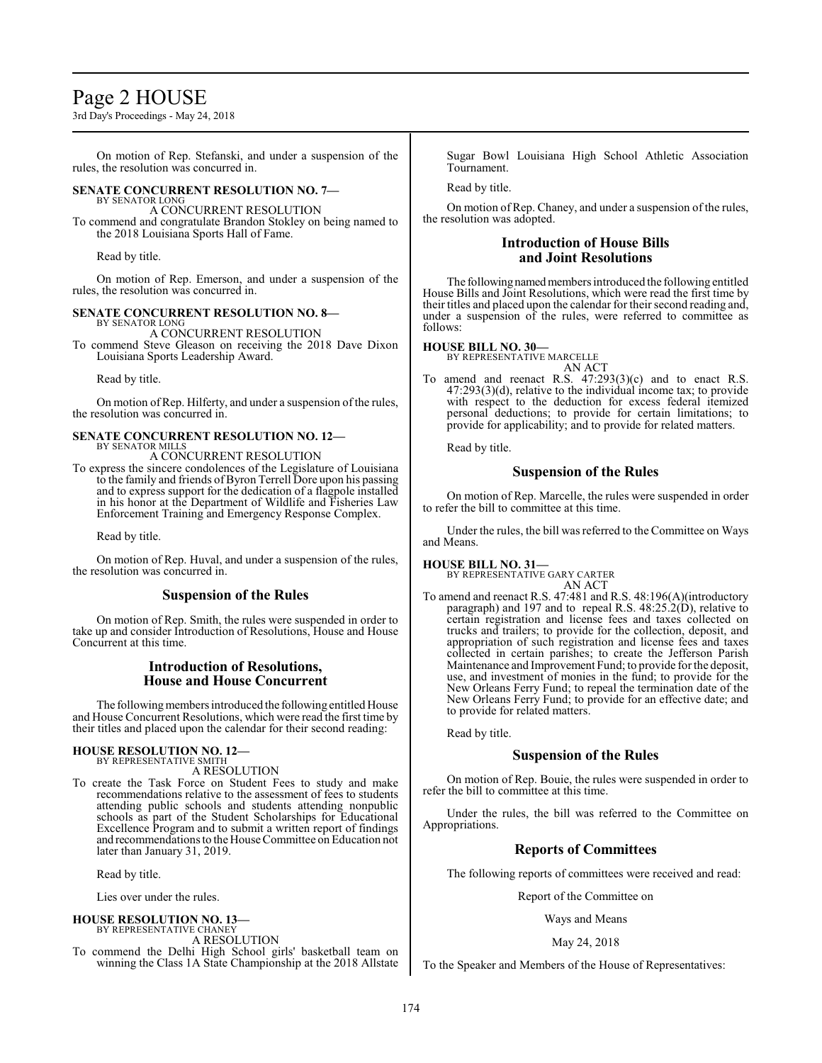On motion of Rep. Stefanski, and under a suspension of the rules, the resolution was concurred in.

**SENATE CONCURRENT RESOLUTION NO. 7—**
BY SENATOR LONG
A CONCURRENT RESOLUTION
To commend and congratulate Brandon Stokley on being named to the 2018 Louisiana Sports Hall of Fame.

Read by title.

On motion of Rep. Emerson, and under a suspension of the rules, the resolution was concurred in.

**SENATE CONCURRENT RESOLUTION NO. 8—**
BY SENATOR LONG
A CONCURRENT RESOLUTION
To commend Steve Gleason on receiving the 2018 Dave Dixon Louisiana Sports Leadership Award.

Read by title.

On motion of Rep. Hilferty, and under a suspension of the rules, the resolution was concurred in.

**SENATE CONCURRENT RESOLUTION NO. 12—**
BY SENATOR MILLS
A CONCURRENT RESOLUTION
To express the sincere condolences of the Legislature of Louisiana to the family and friends of Byron Terrell Dore upon his passing and to express support for the dedication of a flagpole installed in his honor at the Department of Wildlife and Fisheries Law Enforcement Training and Emergency Response Complex.

Read by title.

On motion of Rep. Huval, and under a suspension of the rules, the resolution was concurred in.

## Suspension of the Rules

On motion of Rep. Smith, the rules were suspended in order to take up and consider Introduction of Resolutions, House and House Concurrent at this time.

## Introduction of Resolutions, House and House Concurrent

The following members introduced the following entitled House and House Concurrent Resolutions, which were read the first time by their titles and placed upon the calendar for their second reading:

**HOUSE RESOLUTION NO. 12—**
BY REPRESENTATIVE SMITH
A RESOLUTION
To create the Task Force on Student Fees to study and make recommendations relative to the assessment of fees to students attending public schools and students attending nonpublic schools as part of the Student Scholarships for Educational Excellence Program and to submit a written report of findings and recommendations to the House Committee on Education not later than January 31, 2019.

Read by title.

Lies over under the rules.

**HOUSE RESOLUTION NO. 13—**
BY REPRESENTATIVE CHANEY
A RESOLUTION
To commend the Delhi High School girls' basketball team on winning the Class 1A State Championship at the 2018 Allstate Sugar Bowl Louisiana High School Athletic Association Tournament.

Read by title.

On motion of Rep. Chaney, and under a suspension of the rules, the resolution was adopted.

## Introduction of House Bills and Joint Resolutions

The following named members introduced the following entitled House Bills and Joint Resolutions, which were read the first time by their titles and placed upon the calendar for their second reading and, under a suspension of the rules, were referred to committee as follows:

**HOUSE BILL NO. 30—**
BY REPRESENTATIVE MARCELLE
AN ACT
To amend and reenact R.S. 47:293(3)(c) and to enact R.S. 47:293(3)(d), relative to the individual income tax; to provide with respect to the deduction for excess federal itemized personal deductions; to provide for certain limitations; to provide for applicability; and to provide for related matters.

Read by title.

## Suspension of the Rules

On motion of Rep. Marcelle, the rules were suspended in order to refer the bill to committee at this time.

Under the rules, the bill was referred to the Committee on Ways and Means.

**HOUSE BILL NO. 31—**
BY REPRESENTATIVE GARY CARTER
AN ACT
To amend and reenact R.S. 47:481 and R.S. 48:196(A)(introductory paragraph) and 197 and to repeal R.S. 48:25.2(D), relative to certain registration and license fees and taxes collected on trucks and trailers; to provide for the collection, deposit, and appropriation of such registration and license fees and taxes collected in certain parishes; to create the Jefferson Parish Maintenance and Improvement Fund; to provide for the deposit, use, and investment of monies in the fund; to provide for the New Orleans Ferry Fund; to repeal the termination date of the New Orleans Ferry Fund; to provide for an effective date; and to provide for related matters.

Read by title.

## Suspension of the Rules

On motion of Rep. Bouie, the rules were suspended in order to refer the bill to committee at this time.

Under the rules, the bill was referred to the Committee on Appropriations.

## Reports of Committees

The following reports of committees were received and read:

Report of the Committee on

Ways and Means

May 24, 2018

To the Speaker and Members of the House of Representatives: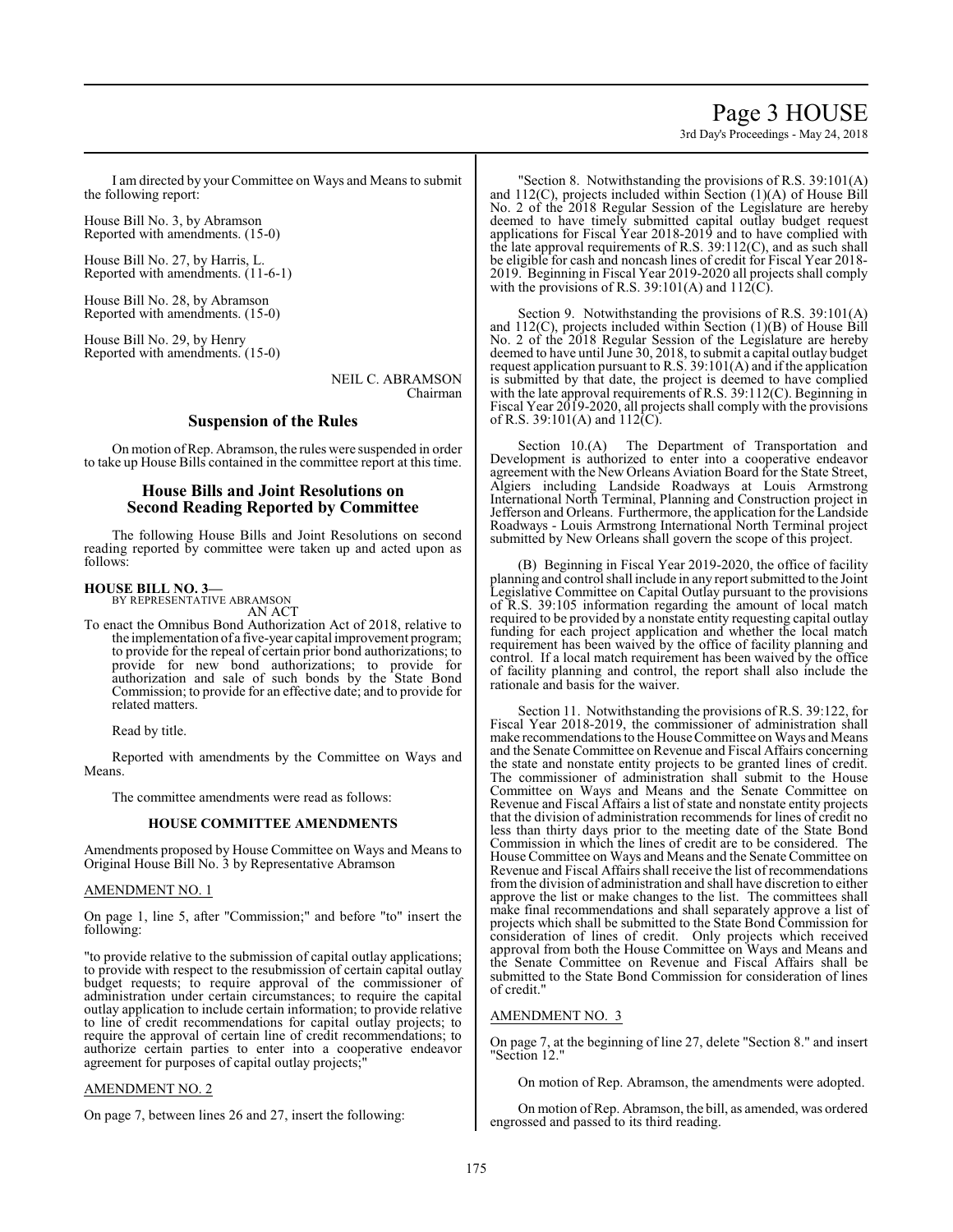I am directed by your Committee on Ways and Means to submit the following report:

House Bill No. 3, by Abramson
Reported with amendments. (15-0)

House Bill No. 27, by Harris, L.
Reported with amendments. (11-6-1)

House Bill No. 28, by Abramson
Reported with amendments. (15-0)

House Bill No. 29, by Henry
Reported with amendments. (15-0)

NEIL C. ABRAMSON
Chairman

## Suspension of the Rules

On motion of Rep. Abramson, the rules were suspended in order to take up House Bills contained in the committee report at this time.

## House Bills and Joint Resolutions on Second Reading Reported by Committee

The following House Bills and Joint Resolutions on second reading reported by committee were taken up and acted upon as follows:

**HOUSE BILL NO. 3—**
BY REPRESENTATIVE ABRAMSON
AN ACT

To enact the Omnibus Bond Authorization Act of 2018, relative to the implementation of a five-year capital improvement program; to provide for the repeal of certain prior bond authorizations; to provide for new bond authorizations; to provide for authorization and sale of such bonds by the State Bond Commission; to provide for an effective date; and to provide for related matters.

Read by title.

Reported with amendments by the Committee on Ways and Means.

The committee amendments were read as follows:

### HOUSE COMMITTEE AMENDMENTS

Amendments proposed by House Committee on Ways and Means to Original House Bill No. 3 by Representative Abramson

AMENDMENT NO. 1

On page 1, line 5, after "Commission;" and before "to" insert the following:

"to provide relative to the submission of capital outlay applications; to provide with respect to the resubmission of certain capital outlay budget requests; to require approval of the commissioner of administration under certain circumstances; to require the capital outlay application to include certain information; to provide relative to line of credit recommendations for capital outlay projects; to require the approval of certain line of credit recommendations; to authorize certain parties to enter into a cooperative endeavor agreement for purposes of capital outlay projects;"

AMENDMENT NO. 2

On page 7, between lines 26 and 27, insert the following:

"Section 8. Notwithstanding the provisions of R.S. 39:101(A) and 112(C), projects included within Section (1)(A) of House Bill No. 2 of the 2018 Regular Session of the Legislature are hereby deemed to have timely submitted capital outlay budget request applications for Fiscal Year 2018-2019 and to have complied with the late approval requirements of R.S. 39:112(C), and as such shall be eligible for cash and noncash lines of credit for Fiscal Year 2018-2019. Beginning in Fiscal Year 2019-2020 all projects shall comply with the provisions of R.S. 39:101(A) and 112(C).

Section 9. Notwithstanding the provisions of R.S. 39:101(A) and 112(C), projects included within Section (1)(B) of House Bill No. 2 of the 2018 Regular Session of the Legislature are hereby deemed to have until June 30, 2018, to submit a capital outlay budget request application pursuant to R.S. 39:101(A) and if the application is submitted by that date, the project is deemed to have complied with the late approval requirements of R.S. 39:112(C). Beginning in Fiscal Year 2019-2020, all projects shall comply with the provisions of R.S. 39:101(A) and 112(C).

Section 10.(A) The Department of Transportation and Development is authorized to enter into a cooperative endeavor agreement with the New Orleans Aviation Board for the State Street, Algiers including Landside Roadways at Louis Armstrong International North Terminal, Planning and Construction project in Jefferson and Orleans. Furthermore, the application for the Landside Roadways - Louis Armstrong International North Terminal project submitted by New Orleans shall govern the scope of this project.

(B) Beginning in Fiscal Year 2019-2020, the office of facility planning and control shall include in any report submitted to the Joint Legislative Committee on Capital Outlay pursuant to the provisions of R.S. 39:105 information regarding the amount of local match required to be provided by a nonstate entity requesting capital outlay funding for each project application and whether the local match requirement has been waived by the office of facility planning and control. If a local match requirement has been waived by the office of facility planning and control, the report shall also include the rationale and basis for the waiver.

Section 11. Notwithstanding the provisions of R.S. 39:122, for Fiscal Year 2018-2019, the commissioner of administration shall make recommendations to the House Committee on Ways and Means and the Senate Committee on Revenue and Fiscal Affairs concerning the state and nonstate entity projects to be granted lines of credit. The commissioner of administration shall submit to the House Committee on Ways and Means and the Senate Committee on Revenue and Fiscal Affairs a list of state and nonstate entity projects that the division of administration recommends for lines of credit no less than thirty days prior to the meeting date of the State Bond Commission in which the lines of credit are to be considered. The House Committee on Ways and Means and the Senate Committee on Revenue and Fiscal Affairs shall receive the list of recommendations from the division of administration and shall have discretion to either approve the list or make changes to the list. The committees shall make final recommendations and shall separately approve a list of projects which shall be submitted to the State Bond Commission for consideration of lines of credit. Only projects which received approval from both the House Committee on Ways and Means and the Senate Committee on Revenue and Fiscal Affairs shall be submitted to the State Bond Commission for consideration of lines of credit."

AMENDMENT NO. 3

On page 7, at the beginning of line 27, delete "Section 8." and insert "Section 12."

On motion of Rep. Abramson, the amendments were adopted.

On motion of Rep. Abramson, the bill, as amended, was ordered engrossed and passed to its third reading.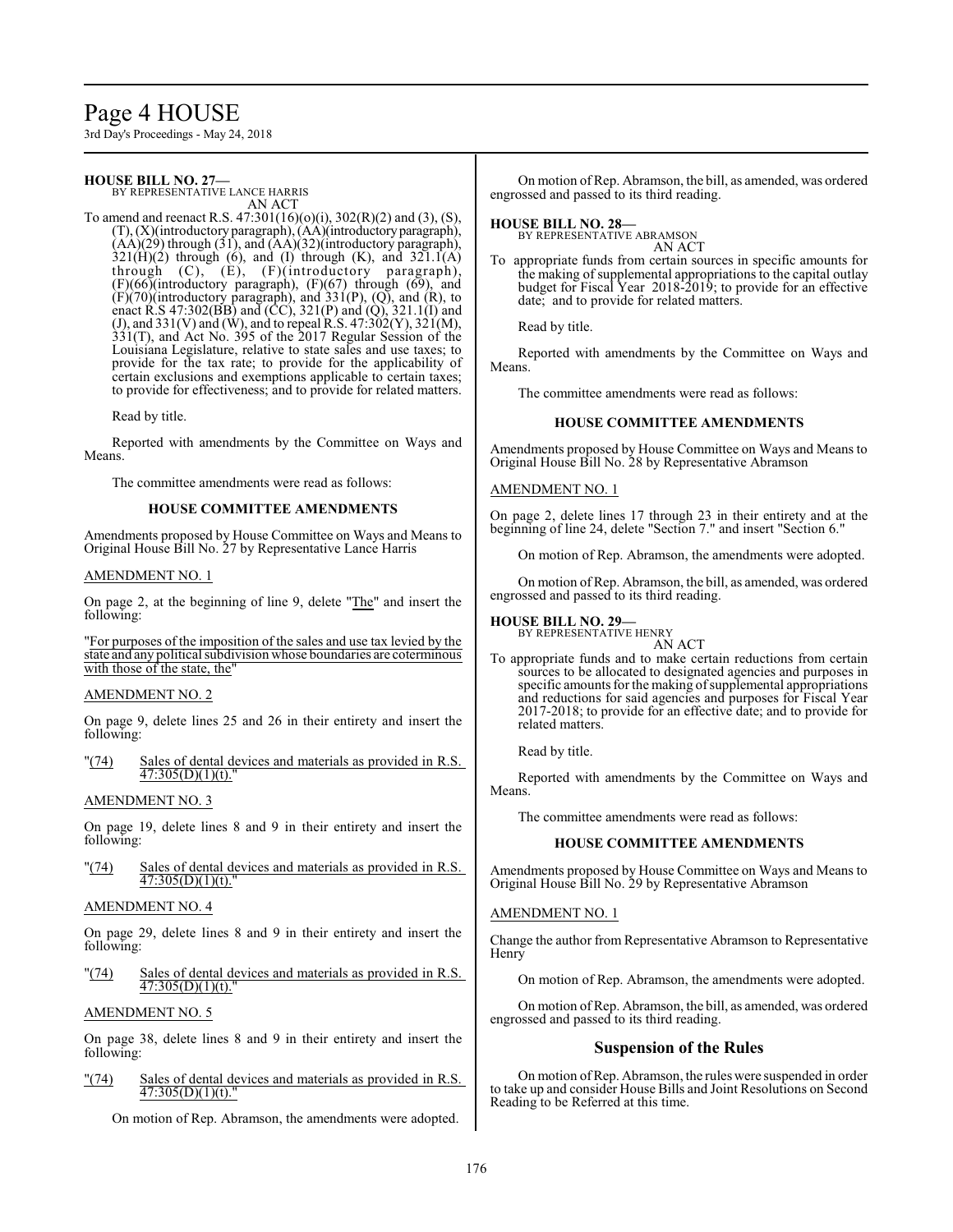**HOUSE BILL NO. 27—**
BY REPRESENTATIVE LANCE HARRIS
AN ACT

To amend and reenact R.S. 47:301(16)(o)(i), 302(R)(2) and (3), (S), (T), (X)(introductory paragraph), (AA)(introductory paragraph), (AA)(29) through (31), and (AA)(32)(introductory paragraph), 321(H)(2) through (6), and (I) through (K), and 321.1(A) through (C), (E), (F)(introductory paragraph), (F)(66)(introductory paragraph), (F)(67) through (69), and (F)(70)(introductory paragraph), and 331(P), (Q), and (R), to enact R.S 47:302(BB) and (CC), 321(P) and (Q), 321.1(I) and (J), and 331(V) and (W), and to repeal R.S. 47:302(Y), 321(M), 331(T), and Act No. 395 of the 2017 Regular Session of the Louisiana Legislature, relative to state sales and use taxes; to provide for the tax rate; to provide for the applicability of certain exclusions and exemptions applicable to certain taxes; to provide for effectiveness; and to provide for related matters.

Read by title.

Reported with amendments by the Committee on Ways and Means.

The committee amendments were read as follows:

**HOUSE COMMITTEE AMENDMENTS**

Amendments proposed by House Committee on Ways and Means to Original House Bill No. 27 by Representative Lance Harris

AMENDMENT NO. 1

On page 2, at the beginning of line 9, delete "The" and insert the following:

"For purposes of the imposition of the sales and use tax levied by the state and any political subdivision whose boundaries are coterminous with those of the state, the"

AMENDMENT NO. 2

On page 9, delete lines 25 and 26 in their entirety and insert the following:

"(74) Sales of dental devices and materials as provided in R.S. 47:305(D)(1)(t)."

AMENDMENT NO. 3

On page 19, delete lines 8 and 9 in their entirety and insert the following:

"(74) Sales of dental devices and materials as provided in R.S. 47:305(D)(1)(t)."

AMENDMENT NO. 4

On page 29, delete lines 8 and 9 in their entirety and insert the following:

"(74) Sales of dental devices and materials as provided in R.S. 47:305(D)(1)(t)."

AMENDMENT NO. 5

On page 38, delete lines 8 and 9 in their entirety and insert the following:

"(74) Sales of dental devices and materials as provided in R.S. 47:305(D)(1)(t)."

On motion of Rep. Abramson, the amendments were adopted.

On motion of Rep. Abramson, the bill, as amended, was ordered engrossed and passed to its third reading.

**HOUSE BILL NO. 28—**
BY REPRESENTATIVE ABRAMSON
AN ACT

To appropriate funds from certain sources in specific amounts for the making of supplemental appropriations to the capital outlay budget for Fiscal Year 2018-2019; to provide for an effective date; and to provide for related matters.

Read by title.

Reported with amendments by the Committee on Ways and Means.

The committee amendments were read as follows:

**HOUSE COMMITTEE AMENDMENTS**

Amendments proposed by House Committee on Ways and Means to Original House Bill No. 28 by Representative Abramson

AMENDMENT NO. 1

On page 2, delete lines 17 through 23 in their entirety and at the beginning of line 24, delete "Section 7." and insert "Section 6."

On motion of Rep. Abramson, the amendments were adopted.

On motion of Rep. Abramson, the bill, as amended, was ordered engrossed and passed to its third reading.

**HOUSE BILL NO. 29—**
BY REPRESENTATIVE HENRY
AN ACT

To appropriate funds and to make certain reductions from certain sources to be allocated to designated agencies and purposes in specific amounts for the making of supplemental appropriations and reductions for said agencies and purposes for Fiscal Year 2017-2018; to provide for an effective date; and to provide for related matters.

Read by title.

Reported with amendments by the Committee on Ways and Means.

The committee amendments were read as follows:

**HOUSE COMMITTEE AMENDMENTS**

Amendments proposed by House Committee on Ways and Means to Original House Bill No. 29 by Representative Abramson

AMENDMENT NO. 1

Change the author from Representative Abramson to Representative Henry

On motion of Rep. Abramson, the amendments were adopted.

On motion of Rep. Abramson, the bill, as amended, was ordered engrossed and passed to its third reading.

## Suspension of the Rules

On motion of Rep. Abramson, the rules were suspended in order to take up and consider House Bills and Joint Resolutions on Second Reading to be Referred at this time.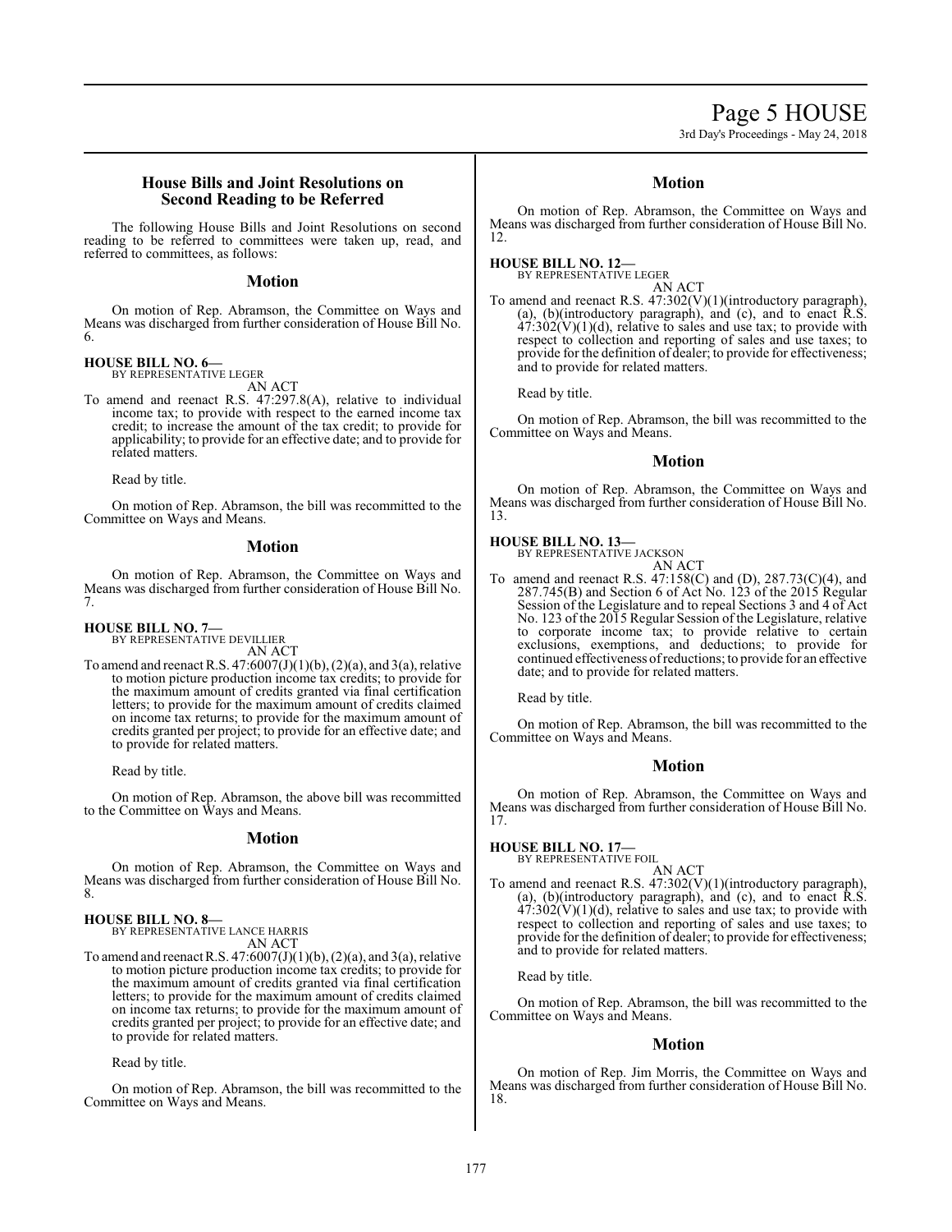## House Bills and Joint Resolutions on Second Reading to be Referred

The following House Bills and Joint Resolutions on second reading to be referred to committees were taken up, read, and referred to committees, as follows:

### Motion

On motion of Rep. Abramson, the Committee on Ways and Means was discharged from further consideration of House Bill No. 6.

**HOUSE BILL NO. 6—**
BY REPRESENTATIVE LEGER
AN ACT

To amend and reenact R.S. 47:297.8(A), relative to individual income tax; to provide with respect to the earned income tax credit; to increase the amount of the tax credit; to provide for applicability; to provide for an effective date; and to provide for related matters.

Read by title.

On motion of Rep. Abramson, the bill was recommitted to the Committee on Ways and Means.

### Motion

On motion of Rep. Abramson, the Committee on Ways and Means was discharged from further consideration of House Bill No. 7.

**HOUSE BILL NO. 7—**
BY REPRESENTATIVE DEVILLIER
AN ACT

To amend and reenact R.S. 47:6007(J)(1)(b), (2)(a), and 3(a), relative to motion picture production income tax credits; to provide for the maximum amount of credits granted via final certification letters; to provide for the maximum amount of credits claimed on income tax returns; to provide for the maximum amount of credits granted per project; to provide for an effective date; and to provide for related matters.

Read by title.

On motion of Rep. Abramson, the above bill was recommitted to the Committee on Ways and Means.

### Motion

On motion of Rep. Abramson, the Committee on Ways and Means was discharged from further consideration of House Bill No. 8.

**HOUSE BILL NO. 8—**
BY REPRESENTATIVE LANCE HARRIS
AN ACT

To amend and reenact R.S. 47:6007(J)(1)(b), (2)(a), and 3(a), relative to motion picture production income tax credits; to provide for the maximum amount of credits granted via final certification letters; to provide for the maximum amount of credits claimed on income tax returns; to provide for the maximum amount of credits granted per project; to provide for an effective date; and to provide for related matters.

Read by title.

On motion of Rep. Abramson, the bill was recommitted to the Committee on Ways and Means.

### Motion

On motion of Rep. Abramson, the Committee on Ways and Means was discharged from further consideration of House Bill No. 12.

**HOUSE BILL NO. 12—**
BY REPRESENTATIVE LEGER
AN ACT

To amend and reenact R.S. 47:302(V)(1)(introductory paragraph), (a), (b)(introductory paragraph), and (c), and to enact R.S. 47:302(V)(1)(d), relative to sales and use tax; to provide with respect to collection and reporting of sales and use taxes; to provide for the definition of dealer; to provide for effectiveness; and to provide for related matters.

Read by title.

On motion of Rep. Abramson, the bill was recommitted to the Committee on Ways and Means.

### Motion

On motion of Rep. Abramson, the Committee on Ways and Means was discharged from further consideration of House Bill No. 13.

**HOUSE BILL NO. 13—**
BY REPRESENTATIVE JACKSON
AN ACT

To amend and reenact R.S. 47:158(C) and (D), 287.73(C)(4), and 287.745(B) and Section 6 of Act No. 123 of the 2015 Regular Session of the Legislature and to repeal Sections 3 and 4 of Act No. 123 of the 2015 Regular Session of the Legislature, relative to corporate income tax; to provide relative to certain exclusions, exemptions, and deductions; to provide for continued effectiveness of reductions; to provide for an effective date; and to provide for related matters.

Read by title.

On motion of Rep. Abramson, the bill was recommitted to the Committee on Ways and Means.

### Motion

On motion of Rep. Abramson, the Committee on Ways and Means was discharged from further consideration of House Bill No. 17.

**HOUSE BILL NO. 17—**
BY REPRESENTATIVE FOIL
AN ACT

To amend and reenact R.S. 47:302(V)(1)(introductory paragraph), (a), (b)(introductory paragraph), and (c), and to enact R.S. 47:302(V)(1)(d), relative to sales and use tax; to provide with respect to collection and reporting of sales and use taxes; to provide for the definition of dealer; to provide for effectiveness; and to provide for related matters.

Read by title.

On motion of Rep. Abramson, the bill was recommitted to the Committee on Ways and Means.

### Motion

On motion of Rep. Jim Morris, the Committee on Ways and Means was discharged from further consideration of House Bill No. 18.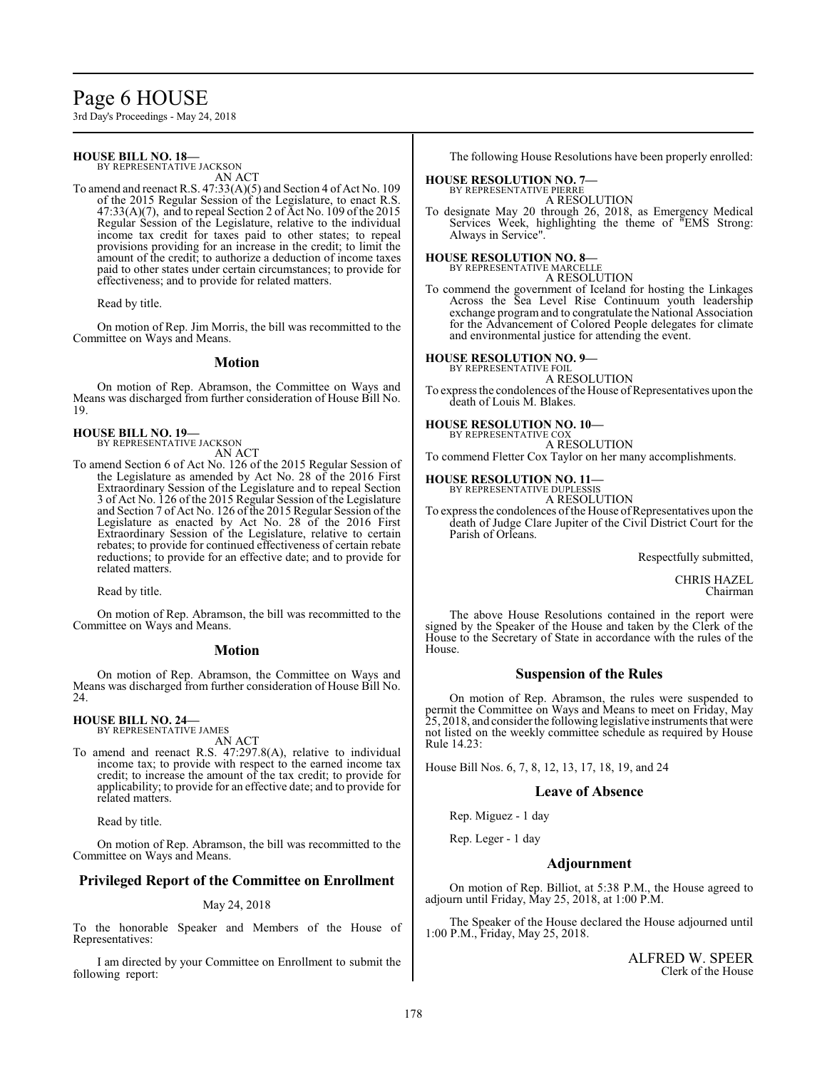**HOUSE BILL NO. 18—**
BY REPRESENTATIVE JACKSON
AN ACT

To amend and reenact R.S. 47:33(A)(5) and Section 4 of Act No. 109 of the 2015 Regular Session of the Legislature, to enact R.S. 47:33(A)(7), and to repeal Section 2 of Act No. 109 of the 2015 Regular Session of the Legislature, relative to the individual income tax credit for taxes paid to other states; to repeal provisions providing for an increase in the credit; to limit the amount of the credit; to authorize a deduction of income taxes paid to other states under certain circumstances; to provide for effectiveness; and to provide for related matters.

Read by title.

On motion of Rep. Jim Morris, the bill was recommitted to the Committee on Ways and Means.

## Motion

On motion of Rep. Abramson, the Committee on Ways and Means was discharged from further consideration of House Bill No. 19.

**HOUSE BILL NO. 19—**
BY REPRESENTATIVE JACKSON
AN ACT

To amend Section 6 of Act No. 126 of the 2015 Regular Session of the Legislature as amended by Act No. 28 of the 2016 First Extraordinary Session of the Legislature and to repeal Section 3 of Act No. 126 of the 2015 Regular Session of the Legislature and Section 7 of Act No. 126 of the 2015 Regular Session of the Legislature as enacted by Act No. 28 of the 2016 First Extraordinary Session of the Legislature, relative to certain rebates; to provide for continued effectiveness of certain rebate reductions; to provide for an effective date; and to provide for related matters.

Read by title.

On motion of Rep. Abramson, the bill was recommitted to the Committee on Ways and Means.

## Motion

On motion of Rep. Abramson, the Committee on Ways and Means was discharged from further consideration of House Bill No. 24.

**HOUSE BILL NO. 24—**
BY REPRESENTATIVE JAMES
AN ACT

To amend and reenact R.S. 47:297.8(A), relative to individual income tax; to provide with respect to the earned income tax credit; to increase the amount of the tax credit; to provide for applicability; to provide for an effective date; and to provide for related matters.

Read by title.

On motion of Rep. Abramson, the bill was recommitted to the Committee on Ways and Means.

## Privileged Report of the Committee on Enrollment

May 24, 2018

To the honorable Speaker and Members of the House of Representatives:

I am directed by your Committee on Enrollment to submit the following report:

The following House Resolutions have been properly enrolled:

**HOUSE RESOLUTION NO. 7—**
BY REPRESENTATIVE PIERRE
A RESOLUTION

To designate May 20 through 26, 2018, as Emergency Medical Services Week, highlighting the theme of "EMS Strong: Always in Service".

**HOUSE RESOLUTION NO. 8—**
BY REPRESENTATIVE MARCELLE
A RESOLUTION

To commend the government of Iceland for hosting the Linkages Across the Sea Level Rise Continuum youth leadership exchange program and to congratulate the National Association for the Advancement of Colored People delegates for climate and environmental justice for attending the event.

**HOUSE RESOLUTION NO. 9—**
BY REPRESENTATIVE FOIL
A RESOLUTION

To express the condolences of the House of Representatives upon the death of Louis M. Blakes.

**HOUSE RESOLUTION NO. 10—**
BY REPRESENTATIVE COX
A RESOLUTION

To commend Fletter Cox Taylor on her many accomplishments.

**HOUSE RESOLUTION NO. 11—**
BY REPRESENTATIVE DUPLESSIS
A RESOLUTION

To express the condolences of the House of Representatives upon the death of Judge Clare Jupiter of the Civil District Court for the Parish of Orleans.

Respectfully submitted,

CHRIS HAZEL
Chairman

The above House Resolutions contained in the report were signed by the Speaker of the House and taken by the Clerk of the House to the Secretary of State in accordance with the rules of the House.

## Suspension of the Rules

On motion of Rep. Abramson, the rules were suspended to permit the Committee on Ways and Means to meet on Friday, May 25, 2018, and consider the following legislative instruments that were not listed on the weekly committee schedule as required by House Rule 14.23:

House Bill Nos. 6, 7, 8, 12, 13, 17, 18, 19, and 24

## Leave of Absence

Rep. Miguez - 1 day

Rep. Leger - 1 day

## Adjournment

On motion of Rep. Billiot, at 5:38 P.M., the House agreed to adjourn until Friday, May 25, 2018, at 1:00 P.M.

The Speaker of the House declared the House adjourned until 1:00 P.M., Friday, May 25, 2018.

ALFRED W. SPEER
Clerk of the House